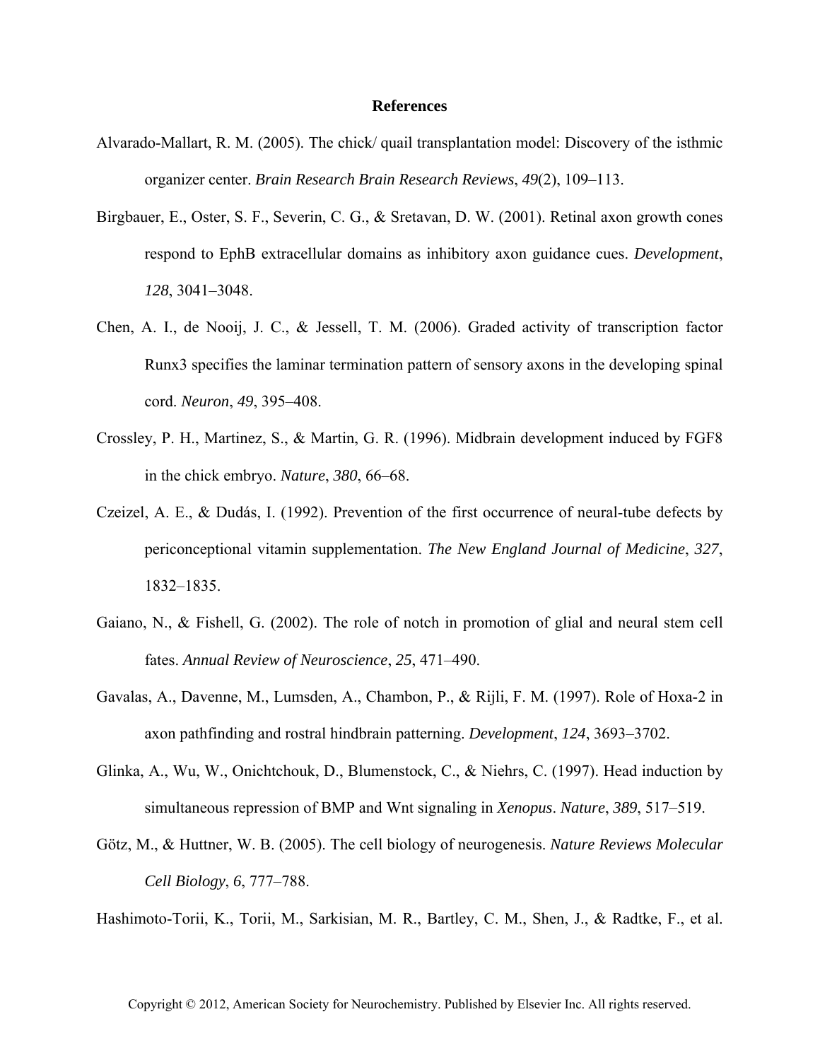## References

Alvarado-Mallart, R. M. (2005). The chick/ quail transplantation model: Discovery of the isthmic organizer center. *Brain Research Brain Research Reviews*, *49*(2), 109–113.

Birgbauer, E., Oster, S. F., Severin, C. G., & Sretavan, D. W. (2001). Retinal axon growth cones respond to EphB extracellular domains as inhibitory axon guidance cues. *Development*, *128*, 3041–3048.

Chen, A. I., de Nooij, J. C., & Jessell, T. M. (2006). Graded activity of transcription factor Runx3 specifies the laminar termination pattern of sensory axons in the developing spinal cord. *Neuron*, *49*, 395–408.

Crossley, P. H., Martinez, S., & Martin, G. R. (1996). Midbrain development induced by FGF8 in the chick embryo. *Nature*, *380*, 66–68.

Czeizel, A. E., & Dudás, I. (1992). Prevention of the first occurrence of neural-tube defects by periconceptional vitamin supplementation. *The New England Journal of Medicine*, *327*, 1832–1835.

Gaiano, N., & Fishell, G. (2002). The role of notch in promotion of glial and neural stem cell fates. *Annual Review of Neuroscience*, *25*, 471–490.

Gavalas, A., Davenne, M., Lumsden, A., Chambon, P., & Rijli, F. M. (1997). Role of Hoxa-2 in axon pathfinding and rostral hindbrain patterning. *Development*, *124*, 3693–3702.

Glinka, A., Wu, W., Onichtchouk, D., Blumenstock, C., & Niehrs, C. (1997). Head induction by simultaneous repression of BMP and Wnt signaling in *Xenopus*. *Nature*, *389*, 517–519.

Götz, M., & Huttner, W. B. (2005). The cell biology of neurogenesis. *Nature Reviews Molecular Cell Biology*, *6*, 777–788.

Hashimoto-Torii, K., Torii, M., Sarkisian, M. R., Bartley, C. M., Shen, J., & Radtke, F., et al.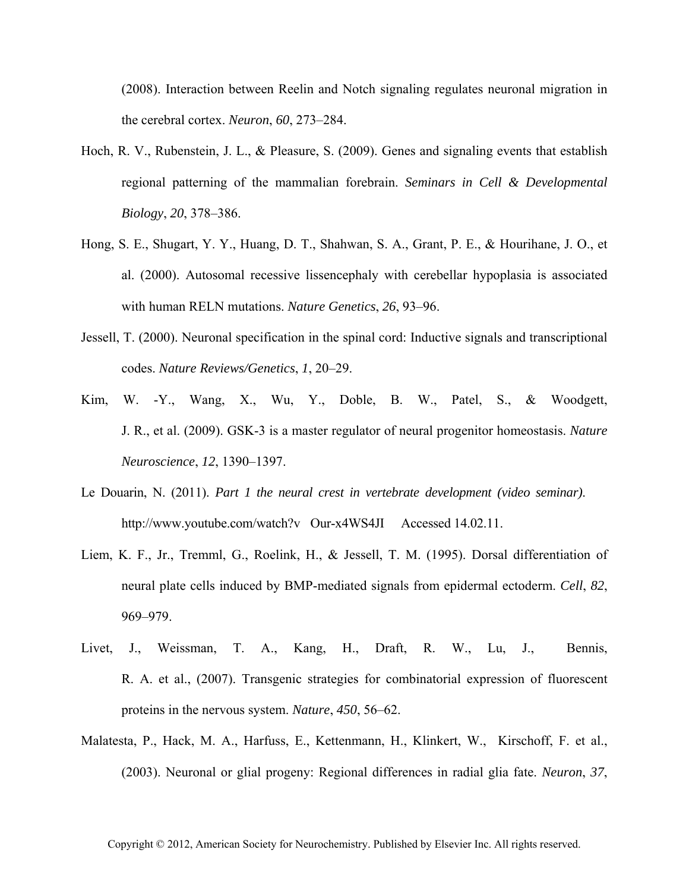(2008). Interaction between Reelin and Notch signaling regulates neuronal migration in the cerebral cortex. *Neuron*, *60*, 273–284.

Hoch, R. V., Rubenstein, J. L., & Pleasure, S. (2009). Genes and signaling events that establish regional patterning of the mammalian forebrain. *Seminars in Cell & Developmental Biology*, *20*, 378–386.

Hong, S. E., Shugart, Y. Y., Huang, D. T., Shahwan, S. A., Grant, P. E., & Hourihane, J. O., et al. (2000). Autosomal recessive lissencephaly with cerebellar hypoplasia is associated with human RELN mutations. *Nature Genetics*, *26*, 93–96.

Jessell, T. (2000). Neuronal specification in the spinal cord: Inductive signals and transcriptional codes. *Nature Reviews/Genetics*, *1*, 20–29.

Kim, W. -Y., Wang, X., Wu, Y., Doble, B. W., Patel, S., & Woodgett, J. R., et al. (2009). GSK-3 is a master regulator of neural progenitor homeostasis. *Nature Neuroscience*, *12*, 1390–1397.

Le Douarin, N. (2011). *Part 1 the neural crest in vertebrate development (video seminar).* http://www.youtube.com/watch?v Our-x4WS4JI Accessed 14.02.11.

Liem, K. F., Jr., Tremml, G., Roelink, H., & Jessell, T. M. (1995). Dorsal differentiation of neural plate cells induced by BMP-mediated signals from epidermal ectoderm. *Cell*, *82*, 969–979.

Livet, J., Weissman, T. A., Kang, H., Draft, R. W., Lu, J., Bennis, R. A. et al., (2007). Transgenic strategies for combinatorial expression of fluorescent proteins in the nervous system. *Nature*, *450*, 56–62.

Malatesta, P., Hack, M. A., Harfuss, E., Kettenmann, H., Klinkert, W., Kirschoff, F. et al., (2003). Neuronal or glial progeny: Regional differences in radial glia fate. *Neuron*, *37*,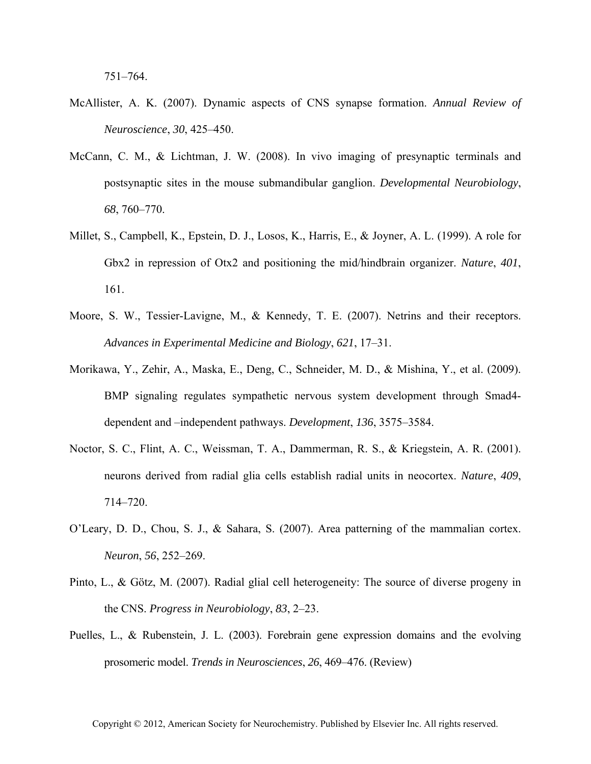751–764.

McAllister, A. K. (2007). Dynamic aspects of CNS synapse formation. *Annual Review of Neuroscience*, *30*, 425–450.

McCann, C. M., & Lichtman, J. W. (2008). In vivo imaging of presynaptic terminals and postsynaptic sites in the mouse submandibular ganglion. *Developmental Neurobiology*, *68*, 760–770.

Millet, S., Campbell, K., Epstein, D. J., Losos, K., Harris, E., & Joyner, A. L. (1999). A role for Gbx2 in repression of Otx2 and positioning the mid/hindbrain organizer. *Nature*, *401*, 161.

Moore, S. W., Tessier-Lavigne, M., & Kennedy, T. E. (2007). Netrins and their receptors. *Advances in Experimental Medicine and Biology*, *621*, 17–31.

Morikawa, Y., Zehir, A., Maska, E., Deng, C., Schneider, M. D., & Mishina, Y., et al. (2009). BMP signaling regulates sympathetic nervous system development through Smad4-dependent and –independent pathways. *Development*, *136*, 3575–3584.

Noctor, S. C., Flint, A. C., Weissman, T. A., Dammerman, R. S., & Kriegstein, A. R. (2001). neurons derived from radial glia cells establish radial units in neocortex. *Nature*, *409*, 714–720.

O'Leary, D. D., Chou, S. J., & Sahara, S. (2007). Area patterning of the mammalian cortex. *Neuron*, *56*, 252–269.

Pinto, L., & Götz, M. (2007). Radial glial cell heterogeneity: The source of diverse progeny in the CNS. *Progress in Neurobiology*, *83*, 2–23.

Puelles, L., & Rubenstein, J. L. (2003). Forebrain gene expression domains and the evolving prosomeric model. *Trends in Neurosciences*, *26*, 469–476. (Review)

Copyright © 2012, American Society for Neurochemistry. Published by Elsevier Inc. All rights reserved.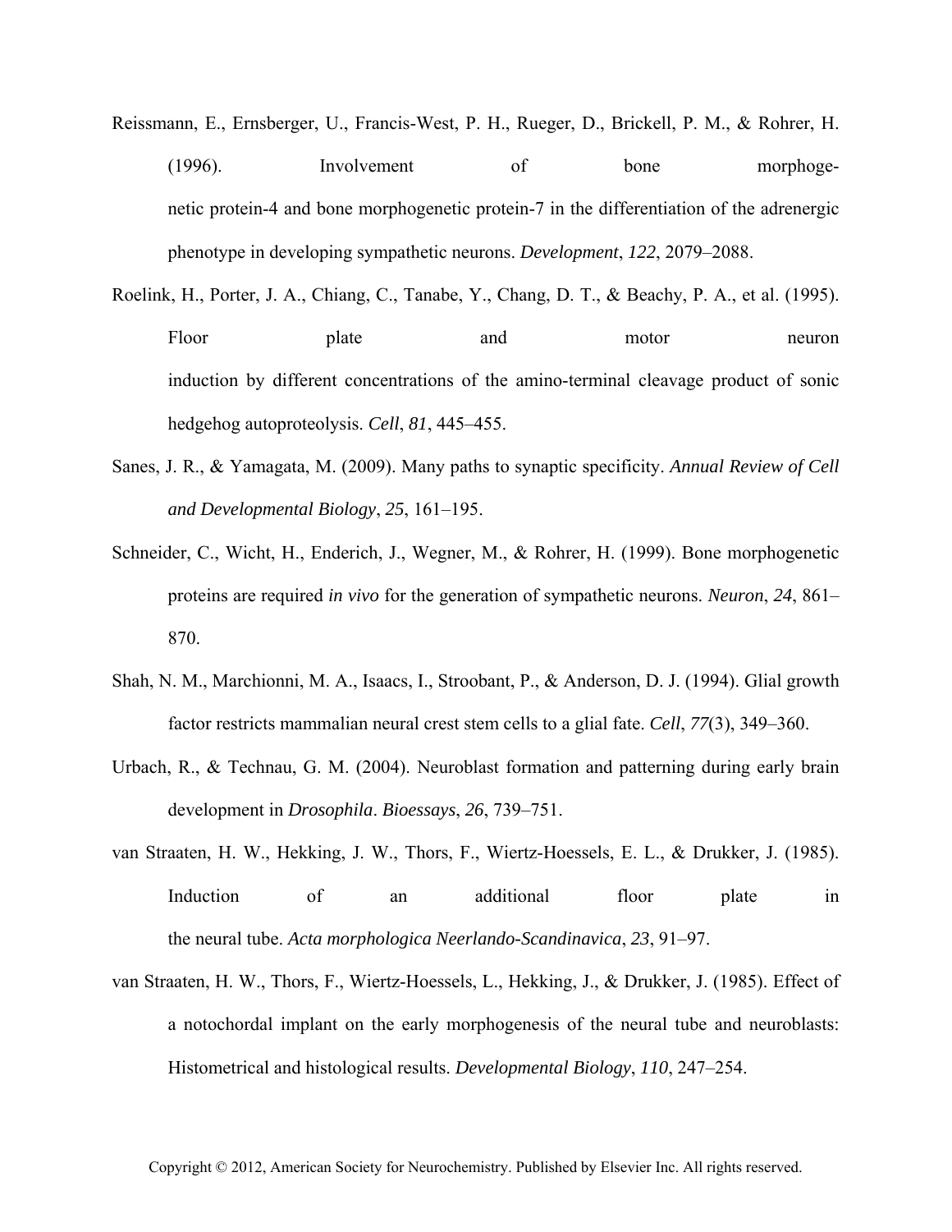Reissmann, E., Ernsberger, U., Francis-West, P. H., Rueger, D., Brickell, P. M., & Rohrer, H. (1996). Involvement of bone morphogenetic protein-4 and bone morphogenetic protein-7 in the differentiation of the adrenergic phenotype in developing sympathetic neurons. *Development*, *122*, 2079–2088.

Roelink, H., Porter, J. A., Chiang, C., Tanabe, Y., Chang, D. T., & Beachy, P. A., et al. (1995). Floor plate and motor neuron induction by different concentrations of the amino-terminal cleavage product of sonic hedgehog autoproteolysis. *Cell*, *81*, 445–455.

Sanes, J. R., & Yamagata, M. (2009). Many paths to synaptic specificity. *Annual Review of Cell and Developmental Biology*, *25*, 161–195.

Schneider, C., Wicht, H., Enderich, J., Wegner, M., & Rohrer, H. (1999). Bone morphogenetic proteins are required *in vivo* for the generation of sympathetic neurons. *Neuron*, *24*, 861–870.

Shah, N. M., Marchionni, M. A., Isaacs, I., Stroobant, P., & Anderson, D. J. (1994). Glial growth factor restricts mammalian neural crest stem cells to a glial fate. *Cell*, *77*(3), 349–360.

Urbach, R., & Technau, G. M. (2004). Neuroblast formation and patterning during early brain development in *Drosophila*. *Bioessays*, *26*, 739–751.

van Straaten, H. W., Hekking, J. W., Thors, F., Wiertz-Hoessels, E. L., & Drukker, J. (1985). Induction of an additional floor plate in the neural tube. *Acta morphologica Neerlando-Scandinavica*, *23*, 91–97.

van Straaten, H. W., Thors, F., Wiertz-Hoessels, L., Hekking, J., & Drukker, J. (1985). Effect of a notochordal implant on the early morphogenesis of the neural tube and neuroblasts: Histometrical and histological results. *Developmental Biology*, *110*, 247–254.

Copyright © 2012, American Society for Neurochemistry. Published by Elsevier Inc. All rights reserved.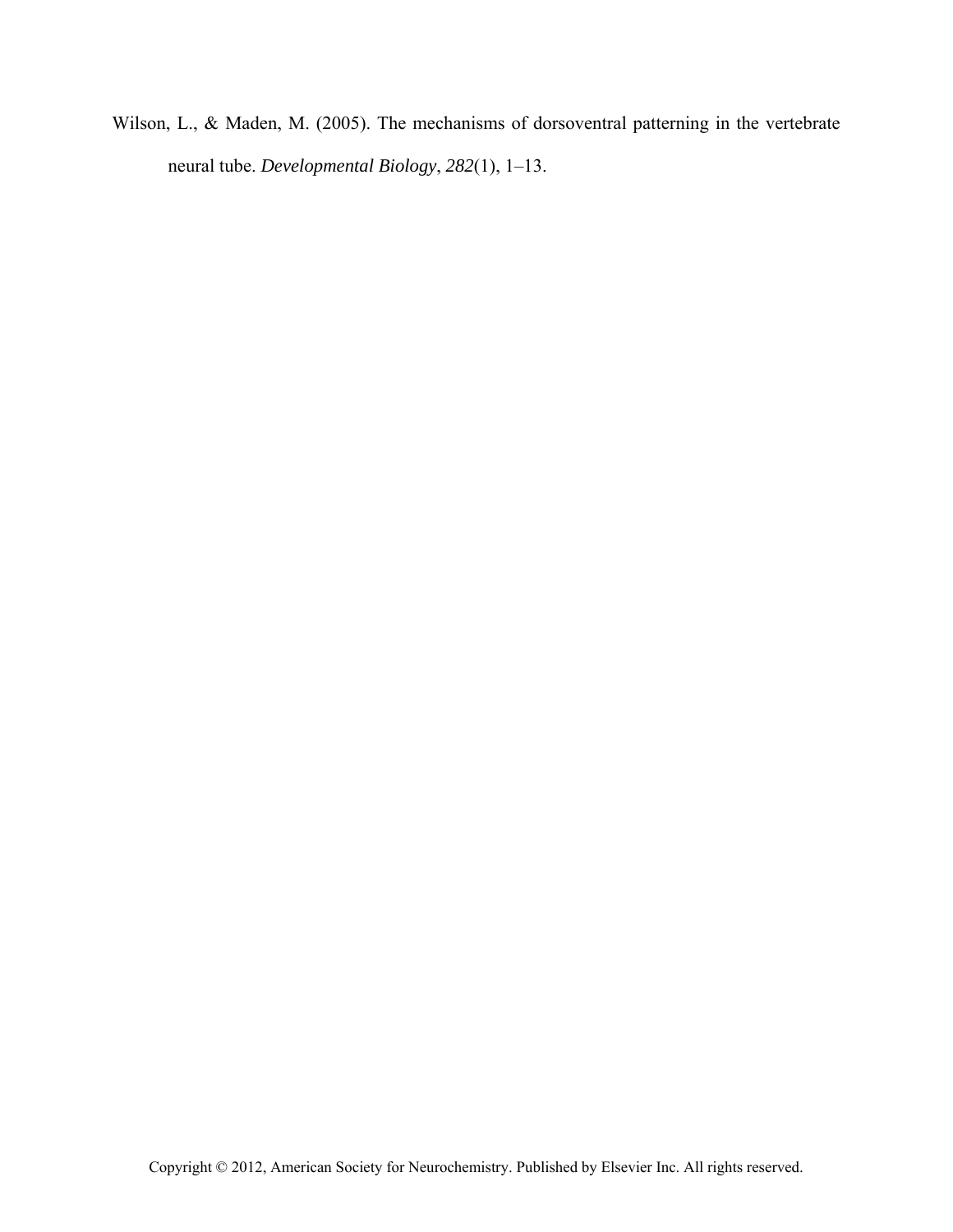Wilson, L., & Maden, M. (2005). The mechanisms of dorsoventral patterning in the vertebrate neural tube. *Developmental Biology*, *282*(1), 1–13.

Copyright © 2012, American Society for Neurochemistry. Published by Elsevier Inc. All rights reserved.